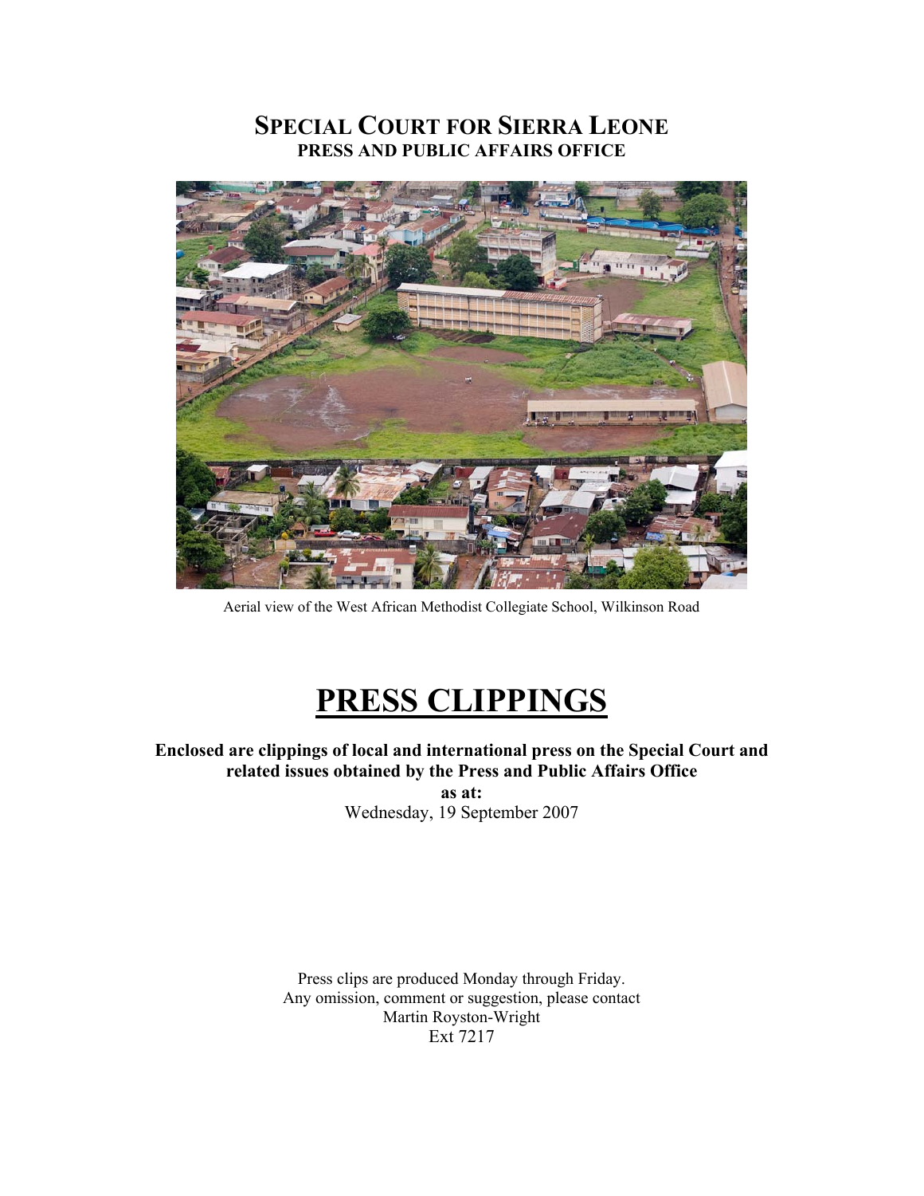# SPECIAL COURT FOR SIERRA LEONE
## PRESS AND PUBLIC AFFAIRS OFFICE

Aerial view of the West African Methodist Collegiate School, Wilkinson Road

# PRESS CLIPPINGS

**Enclosed are clippings of local and international press on the Special Court and related issues obtained by the Press and Public Affairs Office as at:**

Wednesday, 19 September 2007

Press clips are produced Monday through Friday.
Any omission, comment or suggestion, please contact
Martin Royston-Wright
Ext 7217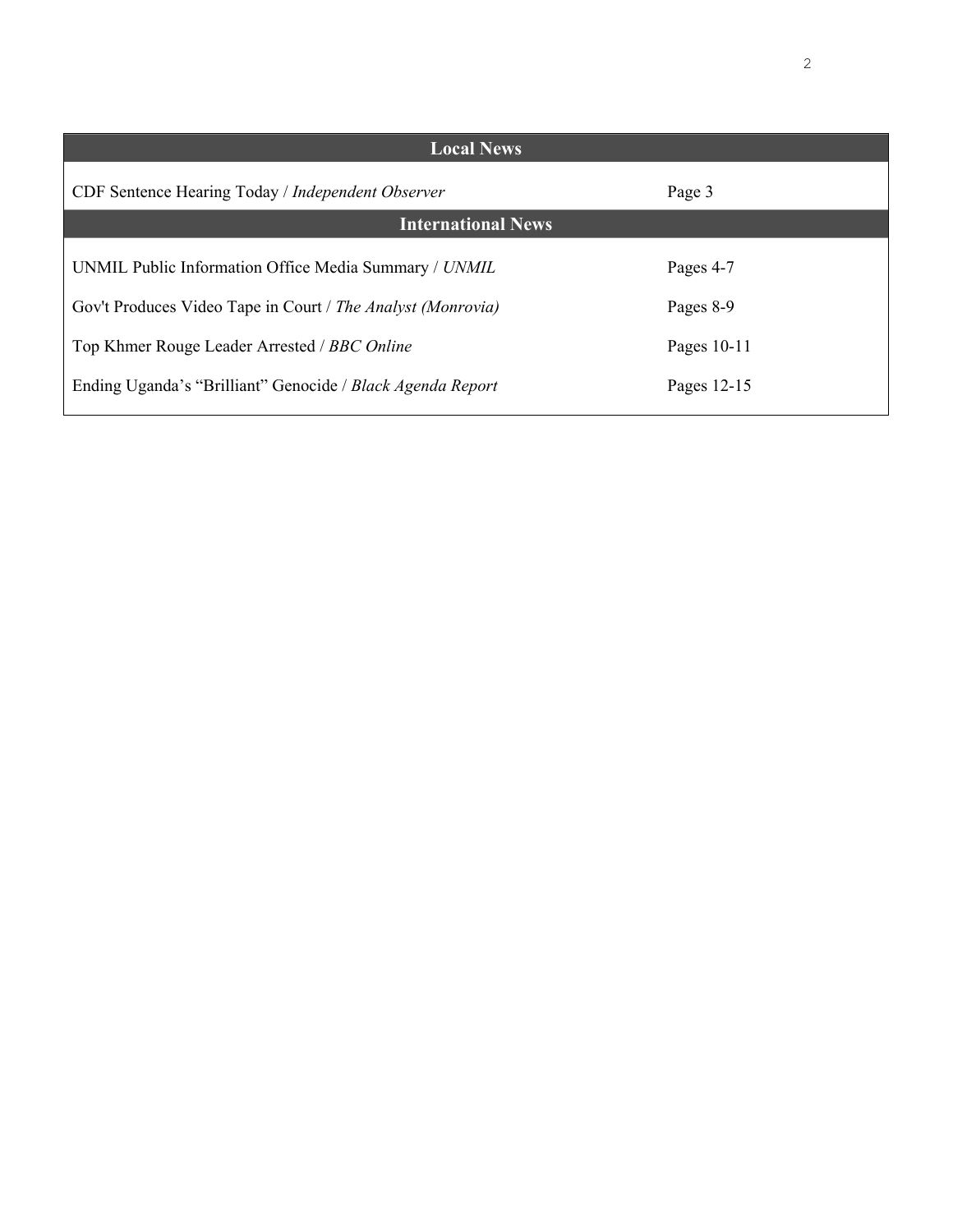| Local News | |
|---|---|
| CDF Sentence Hearing Today / *Independent Observer* | Page 3 |
| **International News** | |
| UNMIL Public Information Office Media Summary / *UNMIL* | Pages 4-7 |
| Gov't Produces Video Tape in Court / *The Analyst (Monrovia)* | Pages 8-9 |
| Top Khmer Rouge Leader Arrested / *BBC Online* | Pages 10-11 |
| Ending Uganda's "Brilliant" Genocide / *Black Agenda Report* | Pages 12-15 |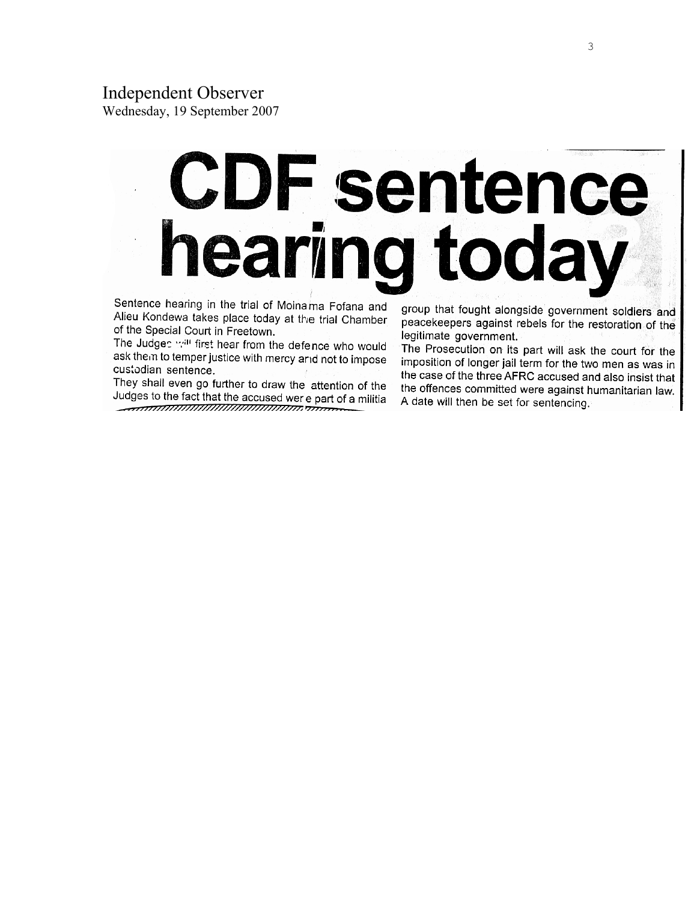Independent Observer
Wednesday, 19 September 2007

# CDF sentence hearing today

Sentence hearing in the trial of Moinama Fofana and Alieu Kondewa takes place today at the trial Chamber of the Special Court in Freetown.

The Judges will first hear from the defence who would ask them to temper justice with mercy and not to impose custodian sentence.

They shall even go further to draw the attention of the Judges to the fact that the accused were part of a militia group that fought alongside government soldiers and peacekeepers against rebels for the restoration of the legitimate government.

The Prosecution on its part will ask the court for the imposition of longer jail term for the two men as was in the case of the three AFRC accused and also insist that the offences committed were against humanitarian law. A date will then be set for sentencing.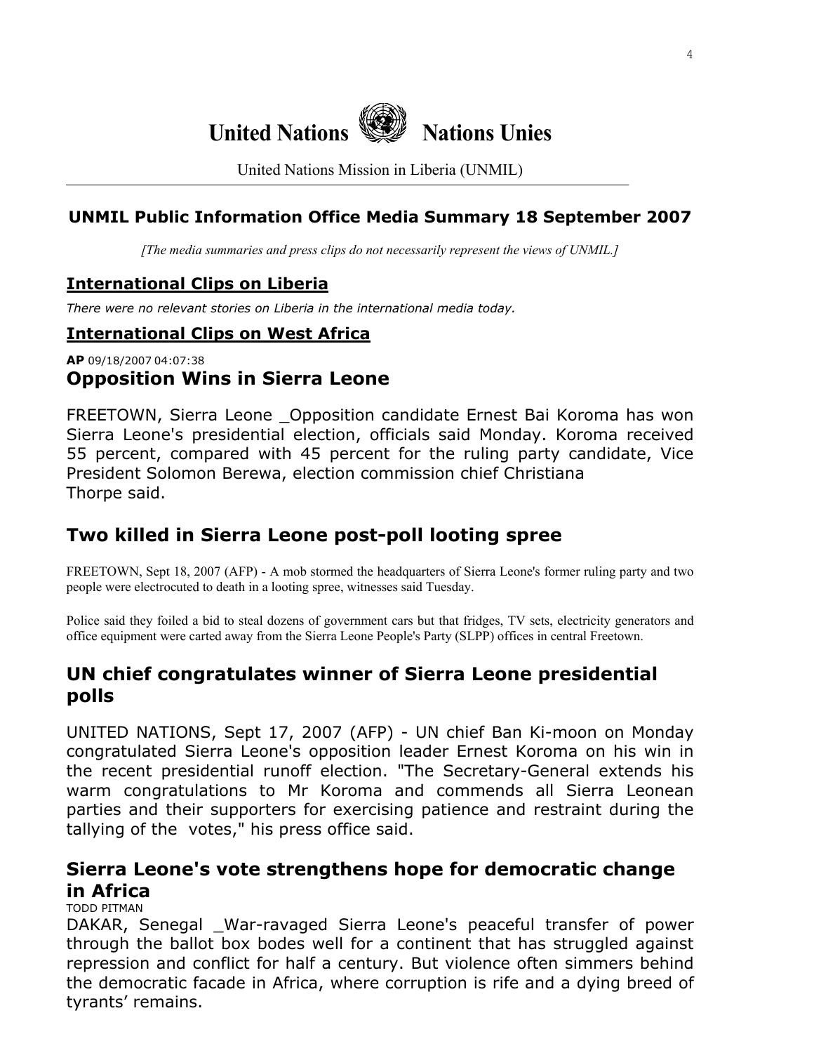United Nations Nations Unies

United Nations Mission in Liberia (UNMIL)

## UNMIL Public Information Office Media Summary 18 September 2007

*[The media summaries and press clips do not necessarily represent the views of UNMIL.]*

## International Clips on Liberia

*There were no relevant stories on Liberia in the international media today.*

## International Clips on West Africa

**AP** 09/18/2007 04:07:38

### Opposition Wins in Sierra Leone

FREETOWN, Sierra Leone _Opposition candidate Ernest Bai Koroma has won Sierra Leone's presidential election, officials said Monday. Koroma received 55 percent, compared with 45 percent for the ruling party candidate, Vice President Solomon Berewa, election commission chief Christiana Thorpe said.

### Two killed in Sierra Leone post-poll looting spree

FREETOWN, Sept 18, 2007 (AFP) - A mob stormed the headquarters of Sierra Leone's former ruling party and two people were electrocuted to death in a looting spree, witnesses said Tuesday.

Police said they foiled a bid to steal dozens of government cars but that fridges, TV sets, electricity generators and office equipment were carted away from the Sierra Leone People's Party (SLPP) offices in central Freetown.

### UN chief congratulates winner of Sierra Leone presidential polls

UNITED NATIONS, Sept 17, 2007 (AFP) - UN chief Ban Ki-moon on Monday congratulated Sierra Leone's opposition leader Ernest Koroma on his win in the recent presidential runoff election. "The Secretary-General extends his warm congratulations to Mr Koroma and commends all Sierra Leonean parties and their supporters for exercising patience and restraint during the tallying of the votes," his press office said.

### Sierra Leone's vote strengthens hope for democratic change in Africa

TODD PITMAN

DAKAR, Senegal _War-ravaged Sierra Leone's peaceful transfer of power through the ballot box bodes well for a continent that has struggled against repression and conflict for half a century. But violence often simmers behind the democratic facade in Africa, where corruption is rife and a dying breed of tyrants' remains.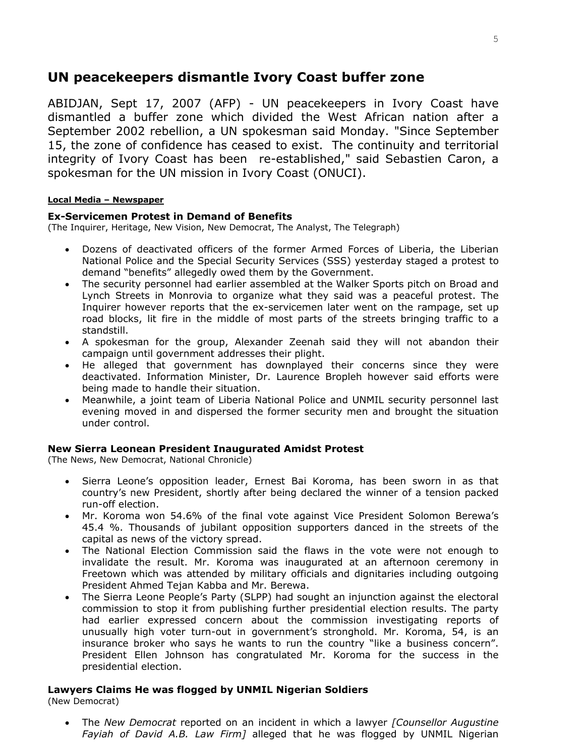## UN peacekeepers dismantle Ivory Coast buffer zone

ABIDJAN, Sept 17, 2007 (AFP) - UN peacekeepers in Ivory Coast have dismantled a buffer zone which divided the West African nation after a September 2002 rebellion, a UN spokesman said Monday. "Since September 15, the zone of confidence has ceased to exist. The continuity and territorial integrity of Ivory Coast has been re-established," said Sebastien Caron, a spokesman for the UN mission in Ivory Coast (ONUCI).

**Local Media – Newspaper**

**Ex-Servicemen Protest in Demand of Benefits**
(The Inquirer, Heritage, New Vision, New Democrat, The Analyst, The Telegraph)

- Dozens of deactivated officers of the former Armed Forces of Liberia, the Liberian National Police and the Special Security Services (SSS) yesterday staged a protest to demand "benefits" allegedly owed them by the Government.
- The security personnel had earlier assembled at the Walker Sports pitch on Broad and Lynch Streets in Monrovia to organize what they said was a peaceful protest. The Inquirer however reports that the ex-servicemen later went on the rampage, set up road blocks, lit fire in the middle of most parts of the streets bringing traffic to a standstill.
- A spokesman for the group, Alexander Zeenah said they will not abandon their campaign until government addresses their plight.
- He alleged that government has downplayed their concerns since they were deactivated. Information Minister, Dr. Laurence Bropleh however said efforts were being made to handle their situation.
- Meanwhile, a joint team of Liberia National Police and UNMIL security personnel last evening moved in and dispersed the former security men and brought the situation under control.

**New Sierra Leonean President Inaugurated Amidst Protest**
(The News, New Democrat, National Chronicle)

- Sierra Leone's opposition leader, Ernest Bai Koroma, has been sworn in as that country's new President, shortly after being declared the winner of a tension packed run-off election.
- Mr. Koroma won 54.6% of the final vote against Vice President Solomon Berewa's 45.4 %. Thousands of jubilant opposition supporters danced in the streets of the capital as news of the victory spread.
- The National Election Commission said the flaws in the vote were not enough to invalidate the result. Mr. Koroma was inaugurated at an afternoon ceremony in Freetown which was attended by military officials and dignitaries including outgoing President Ahmed Tejan Kabba and Mr. Berewa.
- The Sierra Leone People's Party (SLPP) had sought an injunction against the electoral commission to stop it from publishing further presidential election results. The party had earlier expressed concern about the commission investigating reports of unusually high voter turn-out in government's stronghold. Mr. Koroma, 54, is an insurance broker who says he wants to run the country "like a business concern". President Ellen Johnson has congratulated Mr. Koroma for the success in the presidential election.

**Lawyers Claims He was flogged by UNMIL Nigerian Soldiers**
(New Democrat)

- The *New Democrat* reported on an incident in which a lawyer *[Counsellor Augustine Fayiah of David A.B. Law Firm]* alleged that he was flogged by UNMIL Nigerian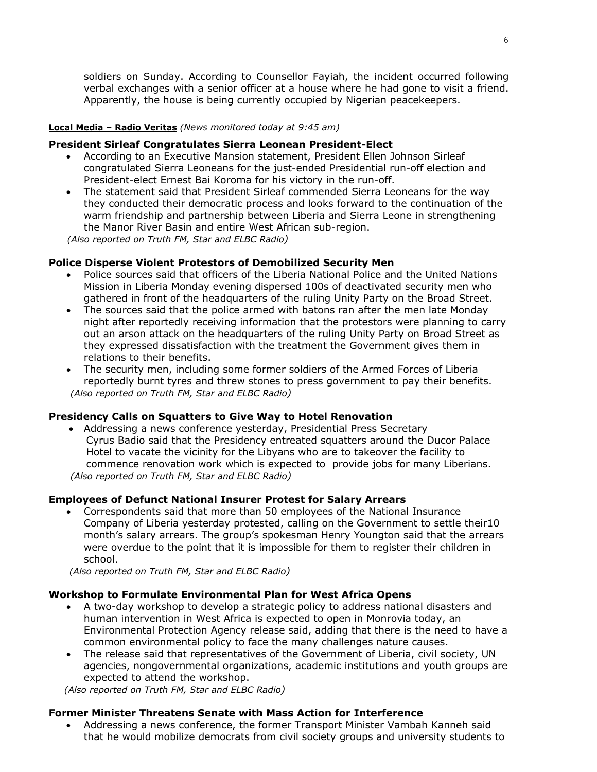soldiers on Sunday. According to Counsellor Fayiah, the incident occurred following verbal exchanges with a senior officer at a house where he had gone to visit a friend. Apparently, the house is being currently occupied by Nigerian peacekeepers.

**Local Media – Radio Veritas** *(News monitored today at 9:45 am)*

**President Sirleaf Congratulates Sierra Leonean President-Elect**

- According to an Executive Mansion statement, President Ellen Johnson Sirleaf congratulated Sierra Leoneans for the just-ended Presidential run-off election and President-elect Ernest Bai Koroma for his victory in the run-off.
- The statement said that President Sirleaf commended Sierra Leoneans for the way they conducted their democratic process and looks forward to the continuation of the warm friendship and partnership between Liberia and Sierra Leone in strengthening the Manor River Basin and entire West African sub-region.

*(Also reported on Truth FM, Star and ELBC Radio)*

**Police Disperse Violent Protestors of Demobilized Security Men**

- Police sources said that officers of the Liberia National Police and the United Nations Mission in Liberia Monday evening dispersed 100s of deactivated security men who gathered in front of the headquarters of the ruling Unity Party on the Broad Street.
- The sources said that the police armed with batons ran after the men late Monday night after reportedly receiving information that the protestors were planning to carry out an arson attack on the headquarters of the ruling Unity Party on Broad Street as they expressed dissatisfaction with the treatment the Government gives them in relations to their benefits.
- The security men, including some former soldiers of the Armed Forces of Liberia reportedly burnt tyres and threw stones to press government to pay their benefits.

*(Also reported on Truth FM, Star and ELBC Radio)*

**Presidency Calls on Squatters to Give Way to Hotel Renovation**

- Addressing a news conference yesterday, Presidential Press Secretary Cyrus Badio said that the Presidency entreated squatters around the Ducor Palace Hotel to vacate the vicinity for the Libyans who are to takeover the facility to commence renovation work which is expected to provide jobs for many Liberians.

*(Also reported on Truth FM, Star and ELBC Radio)*

**Employees of Defunct National Insurer Protest for Salary Arrears**

- Correspondents said that more than 50 employees of the National Insurance Company of Liberia yesterday protested, calling on the Government to settle their10 month's salary arrears. The group's spokesman Henry Youngton said that the arrears were overdue to the point that it is impossible for them to register their children in school.

*(Also reported on Truth FM, Star and ELBC Radio)*

**Workshop to Formulate Environmental Plan for West Africa Opens**

- A two-day workshop to develop a strategic policy to address national disasters and human intervention in West Africa is expected to open in Monrovia today, an Environmental Protection Agency release said, adding that there is the need to have a common environmental policy to face the many challenges nature causes.
- The release said that representatives of the Government of Liberia, civil society, UN agencies, nongovernmental organizations, academic institutions and youth groups are expected to attend the workshop.

*(Also reported on Truth FM, Star and ELBC Radio)*

**Former Minister Threatens Senate with Mass Action for Interference**

- Addressing a news conference, the former Transport Minister Vambah Kanneh said that he would mobilize democrats from civil society groups and university students to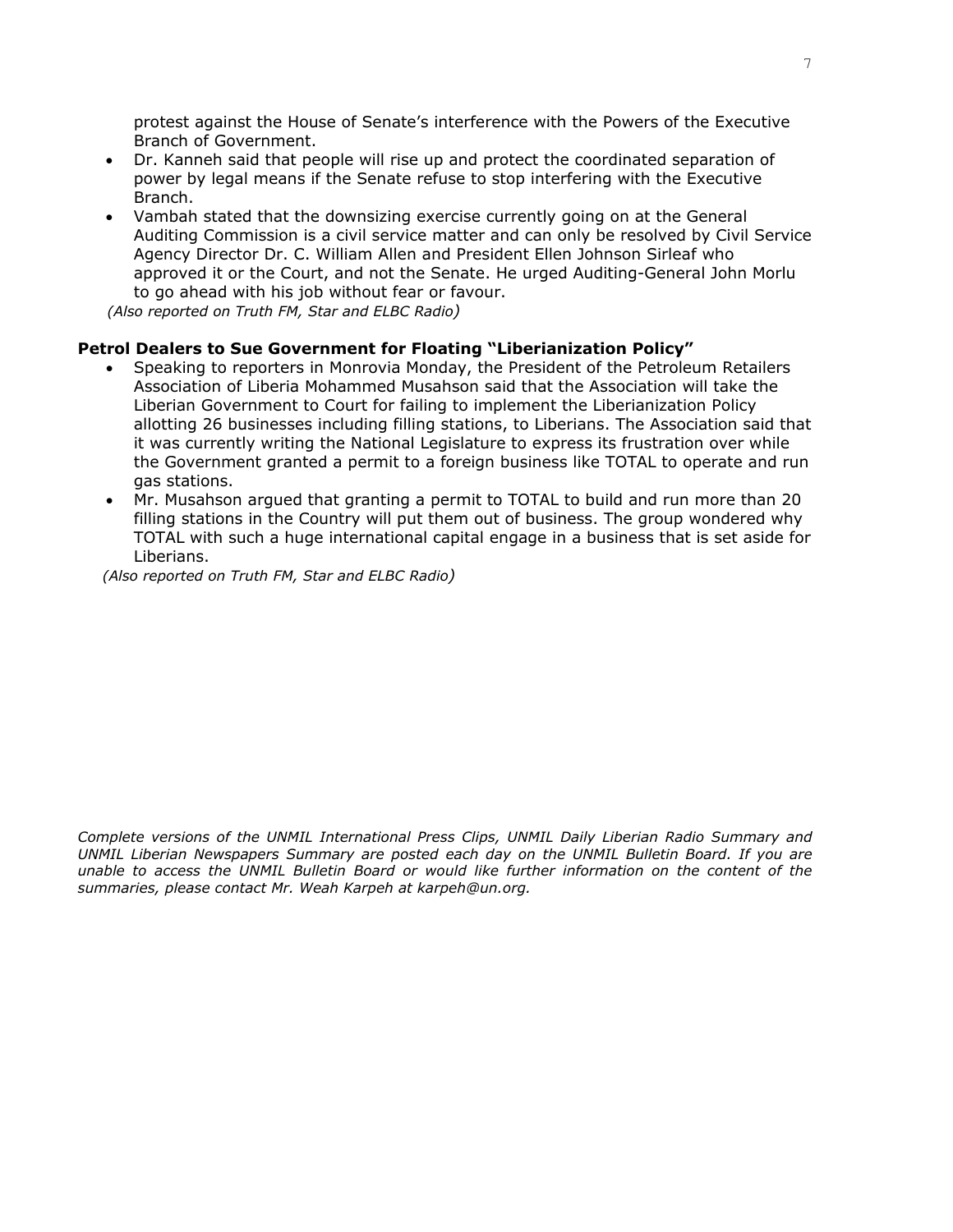protest against the House of Senate's interference with the Powers of the Executive Branch of Government.

- Dr. Kanneh said that people will rise up and protect the coordinated separation of power by legal means if the Senate refuse to stop interfering with the Executive Branch.
- Vambah stated that the downsizing exercise currently going on at the General Auditing Commission is a civil service matter and can only be resolved by Civil Service Agency Director Dr. C. William Allen and President Ellen Johnson Sirleaf who approved it or the Court, and not the Senate. He urged Auditing-General John Morlu to go ahead with his job without fear or favour.

*(Also reported on Truth FM, Star and ELBC Radio)*

**Petrol Dealers to Sue Government for Floating "Liberianization Policy"**

- Speaking to reporters in Monrovia Monday, the President of the Petroleum Retailers Association of Liberia Mohammed Musahson said that the Association will take the Liberian Government to Court for failing to implement the Liberianization Policy allotting 26 businesses including filling stations, to Liberians. The Association said that it was currently writing the National Legislature to express its frustration over while the Government granted a permit to a foreign business like TOTAL to operate and run gas stations.
- Mr. Musahson argued that granting a permit to TOTAL to build and run more than 20 filling stations in the Country will put them out of business. The group wondered why TOTAL with such a huge international capital engage in a business that is set aside for Liberians.

*(Also reported on Truth FM, Star and ELBC Radio)*

*Complete versions of the UNMIL International Press Clips, UNMIL Daily Liberian Radio Summary and UNMIL Liberian Newspapers Summary are posted each day on the UNMIL Bulletin Board. If you are unable to access the UNMIL Bulletin Board or would like further information on the content of the summaries, please contact Mr. Weah Karpeh at karpeh@un.org.*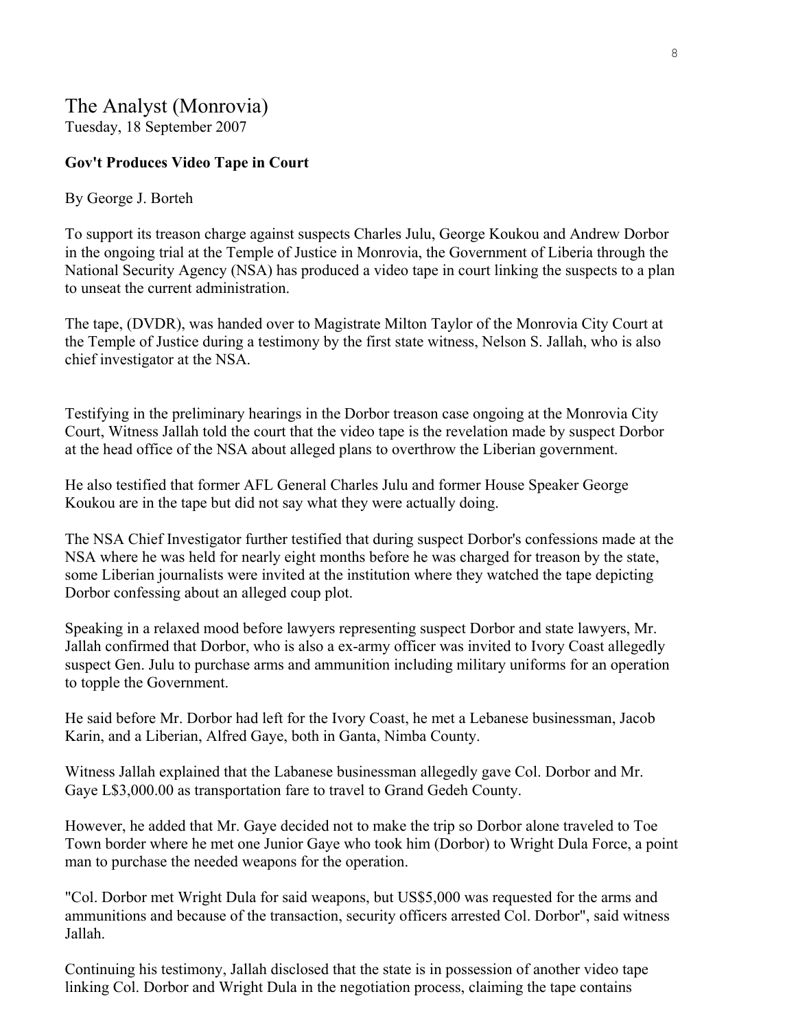# The Analyst (Monrovia)

Tuesday, 18 September 2007

**Gov't Produces Video Tape in Court**

By George J. Borteh

To support its treason charge against suspects Charles Julu, George Koukou and Andrew Dorbor in the ongoing trial at the Temple of Justice in Monrovia, the Government of Liberia through the National Security Agency (NSA) has produced a video tape in court linking the suspects to a plan to unseat the current administration.

The tape, (DVDR), was handed over to Magistrate Milton Taylor of the Monrovia City Court at the Temple of Justice during a testimony by the first state witness, Nelson S. Jallah, who is also chief investigator at the NSA.

Testifying in the preliminary hearings in the Dorbor treason case ongoing at the Monrovia City Court, Witness Jallah told the court that the video tape is the revelation made by suspect Dorbor at the head office of the NSA about alleged plans to overthrow the Liberian government.

He also testified that former AFL General Charles Julu and former House Speaker George Koukou are in the tape but did not say what they were actually doing.

The NSA Chief Investigator further testified that during suspect Dorbor's confessions made at the NSA where he was held for nearly eight months before he was charged for treason by the state, some Liberian journalists were invited at the institution where they watched the tape depicting Dorbor confessing about an alleged coup plot.

Speaking in a relaxed mood before lawyers representing suspect Dorbor and state lawyers, Mr. Jallah confirmed that Dorbor, who is also a ex-army officer was invited to Ivory Coast allegedly suspect Gen. Julu to purchase arms and ammunition including military uniforms for an operation to topple the Government.

He said before Mr. Dorbor had left for the Ivory Coast, he met a Lebanese businessman, Jacob Karin, and a Liberian, Alfred Gaye, both in Ganta, Nimba County.

Witness Jallah explained that the Labanese businessman allegedly gave Col. Dorbor and Mr. Gaye L$3,000.00 as transportation fare to travel to Grand Gedeh County.

However, he added that Mr. Gaye decided not to make the trip so Dorbor alone traveled to Toe Town border where he met one Junior Gaye who took him (Dorbor) to Wright Dula Force, a point man to purchase the needed weapons for the operation.

"Col. Dorbor met Wright Dula for said weapons, but US$5,000 was requested for the arms and ammunitions and because of the transaction, security officers arrested Col. Dorbor", said witness Jallah.

Continuing his testimony, Jallah disclosed that the state is in possession of another video tape linking Col. Dorbor and Wright Dula in the negotiation process, claiming the tape contains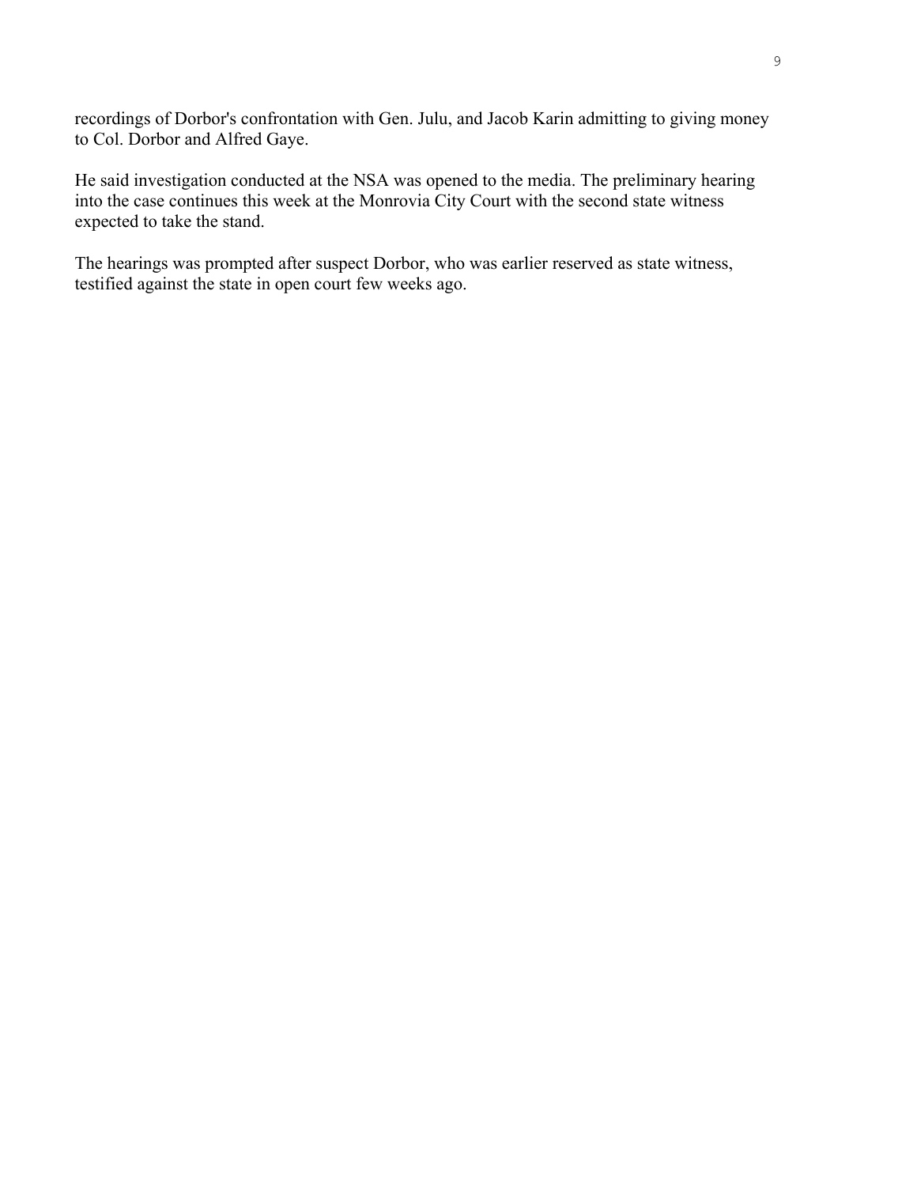recordings of Dorbor's confrontation with Gen. Julu, and Jacob Karin admitting to giving money to Col. Dorbor and Alfred Gaye.

He said investigation conducted at the NSA was opened to the media. The preliminary hearing into the case continues this week at the Monrovia City Court with the second state witness expected to take the stand.

The hearings was prompted after suspect Dorbor, who was earlier reserved as state witness, testified against the state in open court few weeks ago.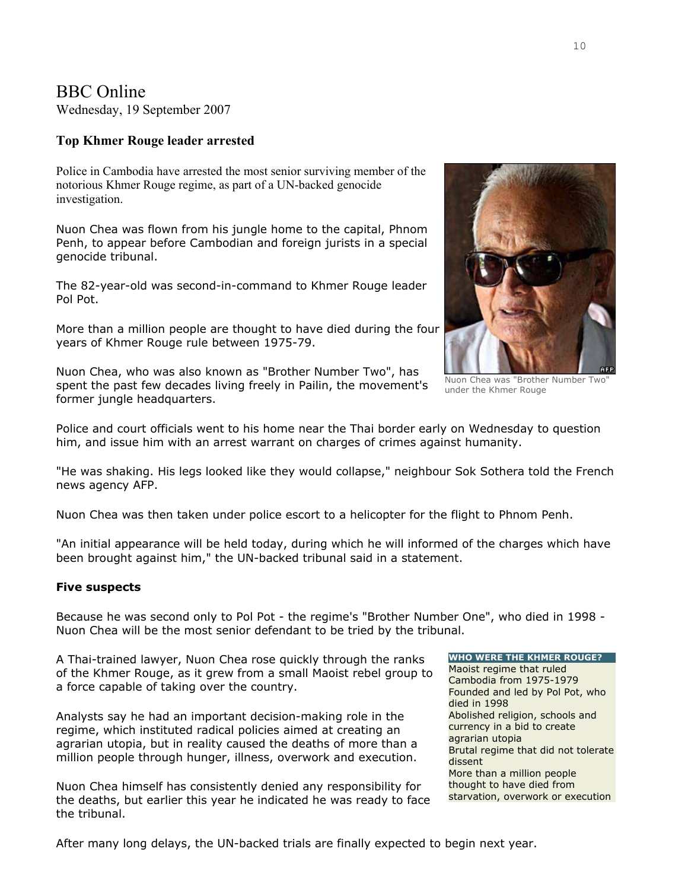# BBC Online

Wednesday, 19 September 2007

### Top Khmer Rouge leader arrested

Police in Cambodia have arrested the most senior surviving member of the notorious Khmer Rouge regime, as part of a UN-backed genocide investigation.

Nuon Chea was flown from his jungle home to the capital, Phnom Penh, to appear before Cambodian and foreign jurists in a special genocide tribunal.

The 82-year-old was second-in-command to Khmer Rouge leader Pol Pot.

More than a million people are thought to have died during the four years of Khmer Rouge rule between 1975-79.

Nuon Chea, who was also known as "Brother Number Two", has spent the past few decades living freely in Pailin, the movement's former jungle headquarters.

Nuon Chea was "Brother Number Two" under the Khmer Rouge

Police and court officials went to his home near the Thai border early on Wednesday to question him, and issue him with an arrest warrant on charges of crimes against humanity.

"He was shaking. His legs looked like they would collapse," neighbour Sok Sothera told the French news agency AFP.

Nuon Chea was then taken under police escort to a helicopter for the flight to Phnom Penh.

"An initial appearance will be held today, during which he will informed of the charges which have been brought against him," the UN-backed tribunal said in a statement.

**Five suspects**

Because he was second only to Pol Pot - the regime's "Brother Number One", who died in 1998 - Nuon Chea will be the most senior defendant to be tried by the tribunal.

A Thai-trained lawyer, Nuon Chea rose quickly through the ranks of the Khmer Rouge, as it grew from a small Maoist rebel group to a force capable of taking over the country.

Analysts say he had an important decision-making role in the regime, which instituted radical policies aimed at creating an agrarian utopia, but in reality caused the deaths of more than a million people through hunger, illness, overwork and execution.

Nuon Chea himself has consistently denied any responsibility for the deaths, but earlier this year he indicated he was ready to face the tribunal.

**WHO WERE THE KHMER ROUGE?**

- Maoist regime that ruled Cambodia from 1975-1979
- Founded and led by Pol Pot, who died in 1998
- Abolished religion, schools and currency in a bid to create agrarian utopia
- Brutal regime that did not tolerate dissent
- More than a million people thought to have died from starvation, overwork or execution

After many long delays, the UN-backed trials are finally expected to begin next year.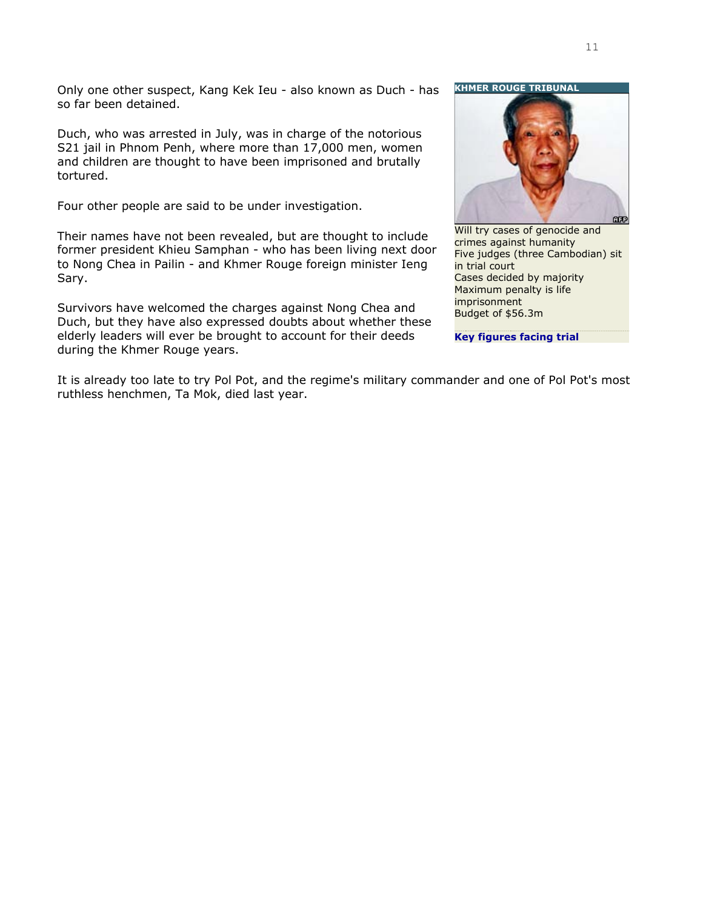Only one other suspect, Kang Kek Ieu - also known as Duch - has so far been detained.

Duch, who was arrested in July, was in charge of the notorious S21 jail in Phnom Penh, where more than 17,000 men, women and children are thought to have been imprisoned and brutally tortured.

Four other people are said to be under investigation.

Their names have not been revealed, but are thought to include former president Khieu Samphan - who has been living next door to Nong Chea in Pailin - and Khmer Rouge foreign minister Ieng Sary.

Survivors have welcomed the charges against Nong Chea and Duch, but they have also expressed doubts about whether these elderly leaders will ever be brought to account for their deeds during the Khmer Rouge years.

It is already too late to try Pol Pot, and the regime's military commander and one of Pol Pot's most ruthless henchmen, Ta Mok, died last year.

**KHMER ROUGE TRIBUNAL**

Will try cases of genocide and crimes against humanity
Five judges (three Cambodian) sit in trial court
Cases decided by majority
Maximum penalty is life imprisonment
Budget of $56.3m

**Key figures facing trial**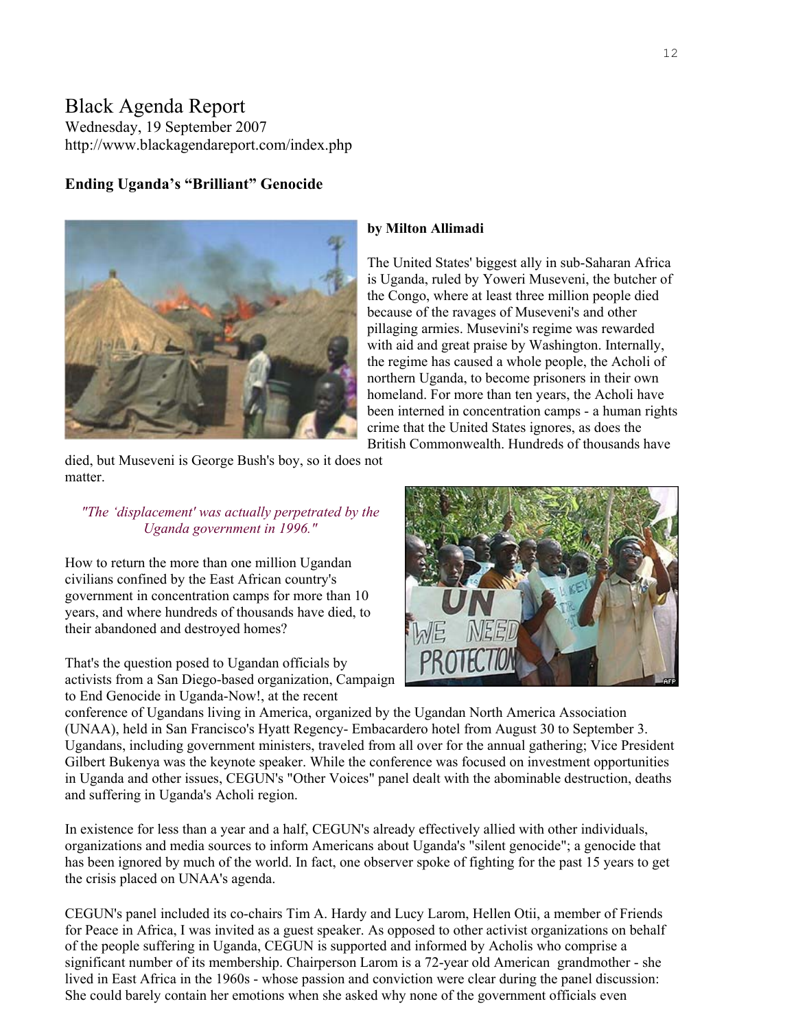# Black Agenda Report

Wednesday, 19 September 2007
http://www.blackagendareport.com/index.php

**Ending Uganda's "Brilliant" Genocide**

**by Milton Allimadi**

The United States' biggest ally in sub-Saharan Africa is Uganda, ruled by Yoweri Museveni, the butcher of the Congo, where at least three million people died because of the ravages of Museveni's and other pillaging armies. Musevini's regime was rewarded with aid and great praise by Washington. Internally, the regime has caused a whole people, the Acholi of northern Uganda, to become prisoners in their own homeland. For more than ten years, the Acholi have been interned in concentration camps - a human rights crime that the United States ignores, as does the British Commonwealth. Hundreds of thousands have died, but Museveni is George Bush's boy, so it does not matter.

*"The 'displacement' was actually perpetrated by the Uganda government in 1996."*

How to return the more than one million Ugandan civilians confined by the East African country's government in concentration camps for more than 10 years, and where hundreds of thousands have died, to their abandoned and destroyed homes?

That's the question posed to Ugandan officials by activists from a San Diego-based organization, Campaign to End Genocide in Uganda-Now!, at the recent conference of Ugandans living in America, organized by the Ugandan North America Association (UNAA), held in San Francisco's Hyatt Regency- Embacardero hotel from August 30 to September 3. Ugandans, including government ministers, traveled from all over for the annual gathering; Vice President Gilbert Bukenya was the keynote speaker. While the conference was focused on investment opportunities in Uganda and other issues, CEGUN's "Other Voices" panel dealt with the abominable destruction, deaths and suffering in Uganda's Acholi region.

In existence for less than a year and a half, CEGUN's already effectively allied with other individuals, organizations and media sources to inform Americans about Uganda's "silent genocide"; a genocide that has been ignored by much of the world. In fact, one observer spoke of fighting for the past 15 years to get the crisis placed on UNAA's agenda.

CEGUN's panel included its co-chairs Tim A. Hardy and Lucy Larom, Hellen Otii, a member of Friends for Peace in Africa, I was invited as a guest speaker. As opposed to other activist organizations on behalf of the people suffering in Uganda, CEGUN is supported and informed by Acholis who comprise a significant number of its membership. Chairperson Larom is a 72-year old American grandmother - she lived in East Africa in the 1960s - whose passion and conviction were clear during the panel discussion: She could barely contain her emotions when she asked why none of the government officials even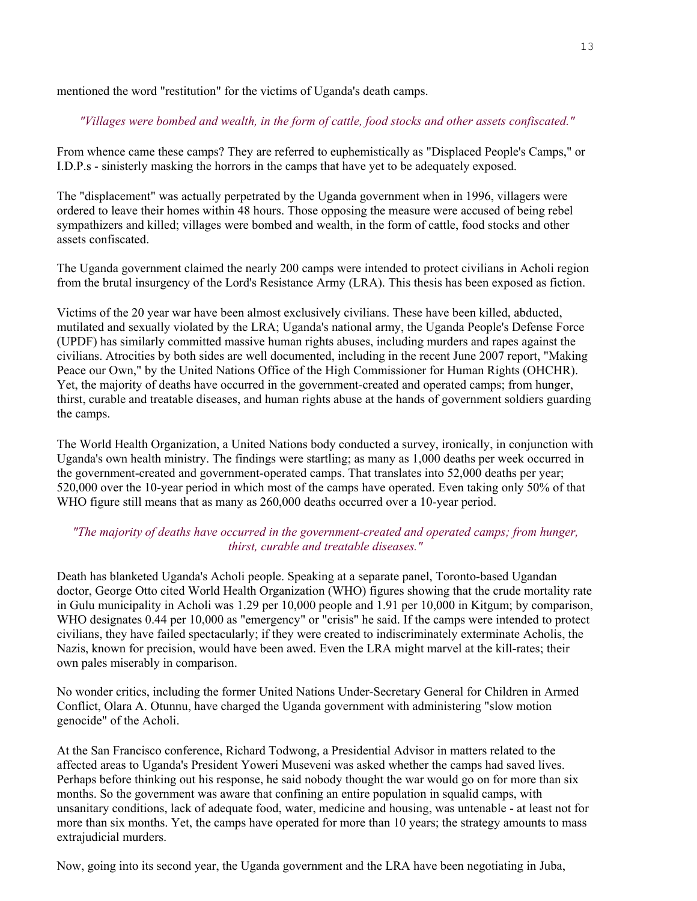mentioned the word "restitution" for the victims of Uganda's death camps.

*"Villages were bombed and wealth, in the form of cattle, food stocks and other assets confiscated."*

From whence came these camps? They are referred to euphemistically as "Displaced People's Camps," or I.D.P.s - sinisterly masking the horrors in the camps that have yet to be adequately exposed.

The "displacement" was actually perpetrated by the Uganda government when in 1996, villagers were ordered to leave their homes within 48 hours. Those opposing the measure were accused of being rebel sympathizers and killed; villages were bombed and wealth, in the form of cattle, food stocks and other assets confiscated.

The Uganda government claimed the nearly 200 camps were intended to protect civilians in Acholi region from the brutal insurgency of the Lord's Resistance Army (LRA). This thesis has been exposed as fiction.

Victims of the 20 year war have been almost exclusively civilians. These have been killed, abducted, mutilated and sexually violated by the LRA; Uganda's national army, the Uganda People's Defense Force (UPDF) has similarly committed massive human rights abuses, including murders and rapes against the civilians. Atrocities by both sides are well documented, including in the recent June 2007 report, "Making Peace our Own," by the United Nations Office of the High Commissioner for Human Rights (OHCHR). Yet, the majority of deaths have occurred in the government-created and operated camps; from hunger, thirst, curable and treatable diseases, and human rights abuse at the hands of government soldiers guarding the camps.

The World Health Organization, a United Nations body conducted a survey, ironically, in conjunction with Uganda's own health ministry. The findings were startling; as many as 1,000 deaths per week occurred in the government-created and government-operated camps. That translates into 52,000 deaths per year; 520,000 over the 10-year period in which most of the camps have operated. Even taking only 50% of that WHO figure still means that as many as 260,000 deaths occurred over a 10-year period.

*"The majority of deaths have occurred in the government-created and operated camps; from hunger, thirst, curable and treatable diseases."*

Death has blanketed Uganda's Acholi people. Speaking at a separate panel, Toronto-based Ugandan doctor, George Otto cited World Health Organization (WHO) figures showing that the crude mortality rate in Gulu municipality in Acholi was 1.29 per 10,000 people and 1.91 per 10,000 in Kitgum; by comparison, WHO designates 0.44 per 10,000 as "emergency" or "crisis" he said. If the camps were intended to protect civilians, they have failed spectacularly; if they were created to indiscriminately exterminate Acholis, the Nazis, known for precision, would have been awed. Even the LRA might marvel at the kill-rates; their own pales miserably in comparison.

No wonder critics, including the former United Nations Under-Secretary General for Children in Armed Conflict, Olara A. Otunnu, have charged the Uganda government with administering "slow motion genocide" of the Acholi.

At the San Francisco conference, Richard Todwong, a Presidential Advisor in matters related to the affected areas to Uganda's President Yoweri Museveni was asked whether the camps had saved lives. Perhaps before thinking out his response, he said nobody thought the war would go on for more than six months. So the government was aware that confining an entire population in squalid camps, with unsanitary conditions, lack of adequate food, water, medicine and housing, was untenable - at least not for more than six months. Yet, the camps have operated for more than 10 years; the strategy amounts to mass extrajudicial murders.

Now, going into its second year, the Uganda government and the LRA have been negotiating in Juba,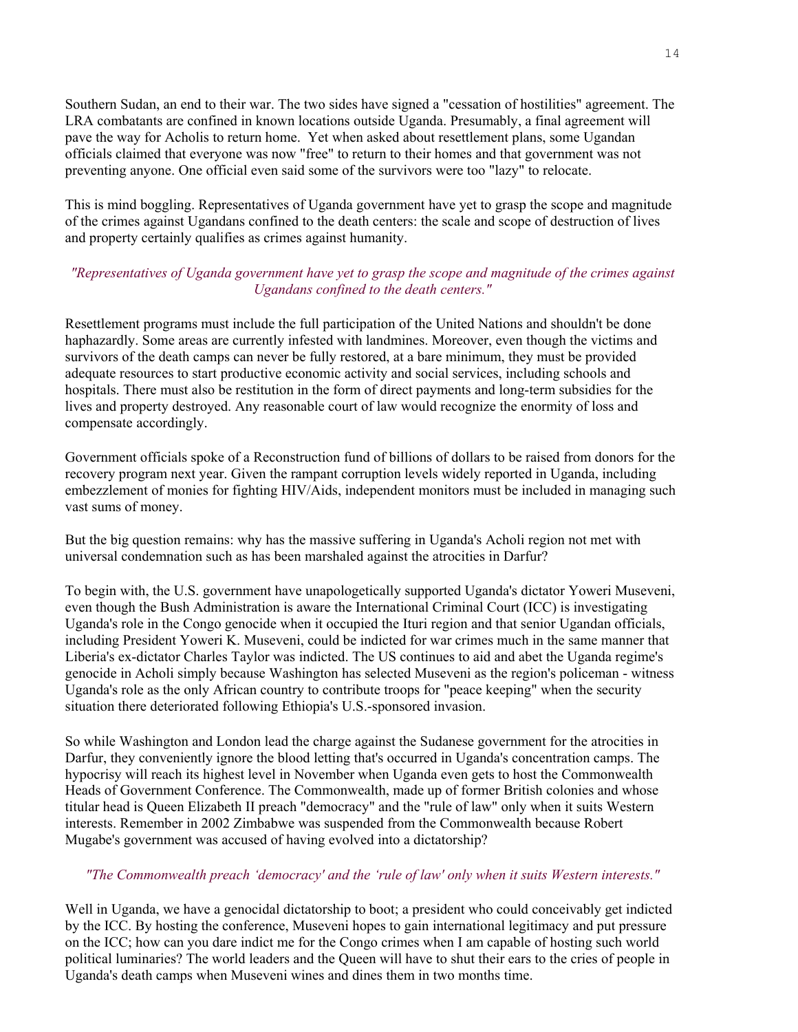Southern Sudan, an end to their war. The two sides have signed a "cessation of hostilities" agreement. The LRA combatants are confined in known locations outside Uganda. Presumably, a final agreement will pave the way for Acholis to return home. Yet when asked about resettlement plans, some Ugandan officials claimed that everyone was now "free" to return to their homes and that government was not preventing anyone. One official even said some of the survivors were too "lazy" to relocate.

This is mind boggling. Representatives of Uganda government have yet to grasp the scope and magnitude of the crimes against Ugandans confined to the death centers: the scale and scope of destruction of lives and property certainly qualifies as crimes against humanity.

*"Representatives of Uganda government have yet to grasp the scope and magnitude of the crimes against Ugandans confined to the death centers."*

Resettlement programs must include the full participation of the United Nations and shouldn't be done haphazardly. Some areas are currently infested with landmines. Moreover, even though the victims and survivors of the death camps can never be fully restored, at a bare minimum, they must be provided adequate resources to start productive economic activity and social services, including schools and hospitals. There must also be restitution in the form of direct payments and long-term subsidies for the lives and property destroyed. Any reasonable court of law would recognize the enormity of loss and compensate accordingly.

Government officials spoke of a Reconstruction fund of billions of dollars to be raised from donors for the recovery program next year. Given the rampant corruption levels widely reported in Uganda, including embezzlement of monies for fighting HIV/Aids, independent monitors must be included in managing such vast sums of money.

But the big question remains: why has the massive suffering in Uganda's Acholi region not met with universal condemnation such as has been marshaled against the atrocities in Darfur?

To begin with, the U.S. government have unapologetically supported Uganda's dictator Yoweri Museveni, even though the Bush Administration is aware the International Criminal Court (ICC) is investigating Uganda's role in the Congo genocide when it occupied the Ituri region and that senior Ugandan officials, including President Yoweri K. Museveni, could be indicted for war crimes much in the same manner that Liberia's ex-dictator Charles Taylor was indicted. The US continues to aid and abet the Uganda regime's genocide in Acholi simply because Washington has selected Museveni as the region's policeman - witness Uganda's role as the only African country to contribute troops for "peace keeping" when the security situation there deteriorated following Ethiopia's U.S.-sponsored invasion.

So while Washington and London lead the charge against the Sudanese government for the atrocities in Darfur, they conveniently ignore the blood letting that's occurred in Uganda's concentration camps. The hypocrisy will reach its highest level in November when Uganda even gets to host the Commonwealth Heads of Government Conference. The Commonwealth, made up of former British colonies and whose titular head is Queen Elizabeth II preach "democracy" and the "rule of law" only when it suits Western interests. Remember in 2002 Zimbabwe was suspended from the Commonwealth because Robert Mugabe's government was accused of having evolved into a dictatorship?

*"The Commonwealth preach 'democracy' and the 'rule of law' only when it suits Western interests."*

Well in Uganda, we have a genocidal dictatorship to boot; a president who could conceivably get indicted by the ICC. By hosting the conference, Museveni hopes to gain international legitimacy and put pressure on the ICC; how can you dare indict me for the Congo crimes when I am capable of hosting such world political luminaries? The world leaders and the Queen will have to shut their ears to the cries of people in Uganda's death camps when Museveni wines and dines them in two months time.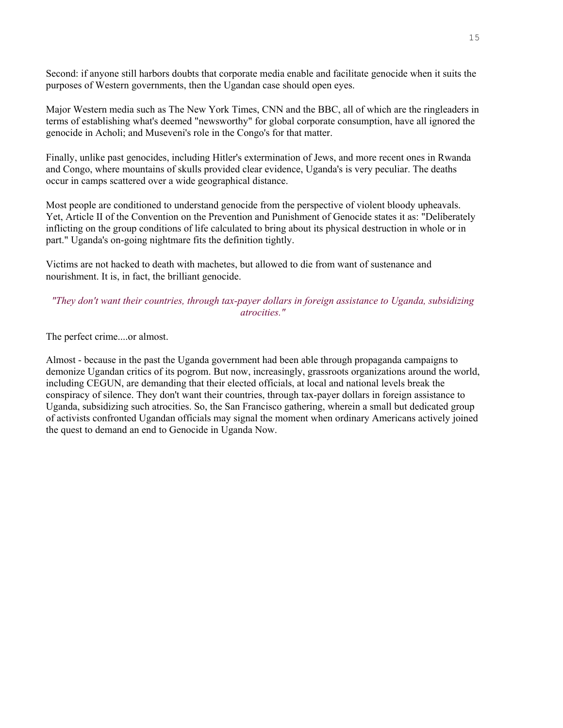Second: if anyone still harbors doubts that corporate media enable and facilitate genocide when it suits the purposes of Western governments, then the Ugandan case should open eyes.

Major Western media such as The New York Times, CNN and the BBC, all of which are the ringleaders in terms of establishing what's deemed "newsworthy" for global corporate consumption, have all ignored the genocide in Acholi; and Museveni's role in the Congo's for that matter.

Finally, unlike past genocides, including Hitler's extermination of Jews, and more recent ones in Rwanda and Congo, where mountains of skulls provided clear evidence, Uganda's is very peculiar. The deaths occur in camps scattered over a wide geographical distance.

Most people are conditioned to understand genocide from the perspective of violent bloody upheavals. Yet, Article II of the Convention on the Prevention and Punishment of Genocide states it as: "Deliberately inflicting on the group conditions of life calculated to bring about its physical destruction in whole or in part." Uganda's on-going nightmare fits the definition tightly.

Victims are not hacked to death with machetes, but allowed to die from want of sustenance and nourishment. It is, in fact, the brilliant genocide.

*"They don't want their countries, through tax-payer dollars in foreign assistance to Uganda, subsidizing atrocities."*

The perfect crime....or almost.

Almost - because in the past the Uganda government had been able through propaganda campaigns to demonize Ugandan critics of its pogrom. But now, increasingly, grassroots organizations around the world, including CEGUN, are demanding that their elected officials, at local and national levels break the conspiracy of silence. They don't want their countries, through tax-payer dollars in foreign assistance to Uganda, subsidizing such atrocities. So, the San Francisco gathering, wherein a small but dedicated group of activists confronted Ugandan officials may signal the moment when ordinary Americans actively joined the quest to demand an end to Genocide in Uganda Now.